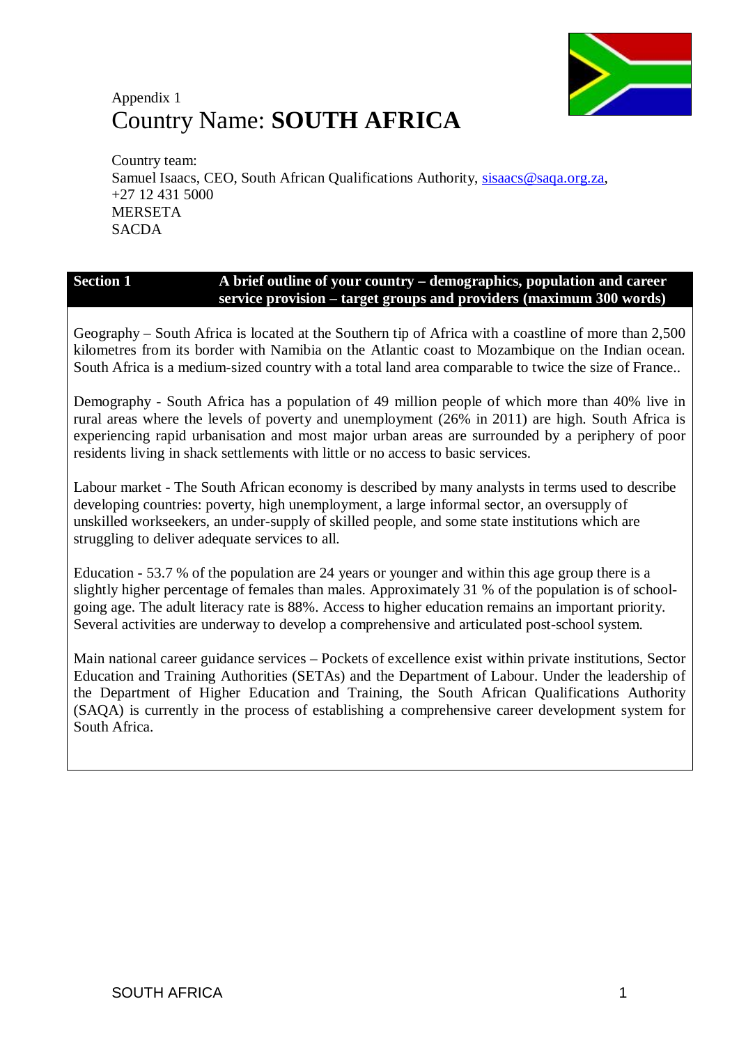Appendix 1

# Country Name: **SOUTH AFRICA**

Country team:
Samuel Isaacs, CEO, South African Qualifications Authority, sisaacs@saqa.org.za, +27 12 431 5000
MERSETA
SACDA

| **Section 1** | **A brief outline of your country – demographics, population and career service provision – target groups and providers (maximum 300 words)** |
| --- | --- |

Geography – South Africa is located at the Southern tip of Africa with a coastline of more than 2,500 kilometres from its border with Namibia on the Atlantic coast to Mozambique on the Indian ocean. South Africa is a medium-sized country with a total land area comparable to twice the size of France..

Demography - South Africa has a population of 49 million people of which more than 40% live in rural areas where the levels of poverty and unemployment (26% in 2011) are high. South Africa is experiencing rapid urbanisation and most major urban areas are surrounded by a periphery of poor residents living in shack settlements with little or no access to basic services.

Labour market - The South African economy is described by many analysts in terms used to describe developing countries: poverty, high unemployment, a large informal sector, an oversupply of unskilled workseekers, an under-supply of skilled people, and some state institutions which are struggling to deliver adequate services to all.

Education - 53.7 % of the population are 24 years or younger and within this age group there is a slightly higher percentage of females than males. Approximately 31 % of the population is of school-going age. The adult literacy rate is 88%. Access to higher education remains an important priority. Several activities are underway to develop a comprehensive and articulated post-school system.

Main national career guidance services – Pockets of excellence exist within private institutions, Sector Education and Training Authorities (SETAs) and the Department of Labour. Under the leadership of the Department of Higher Education and Training, the South African Qualifications Authority (SAQA) is currently in the process of establishing a comprehensive career development system for South Africa.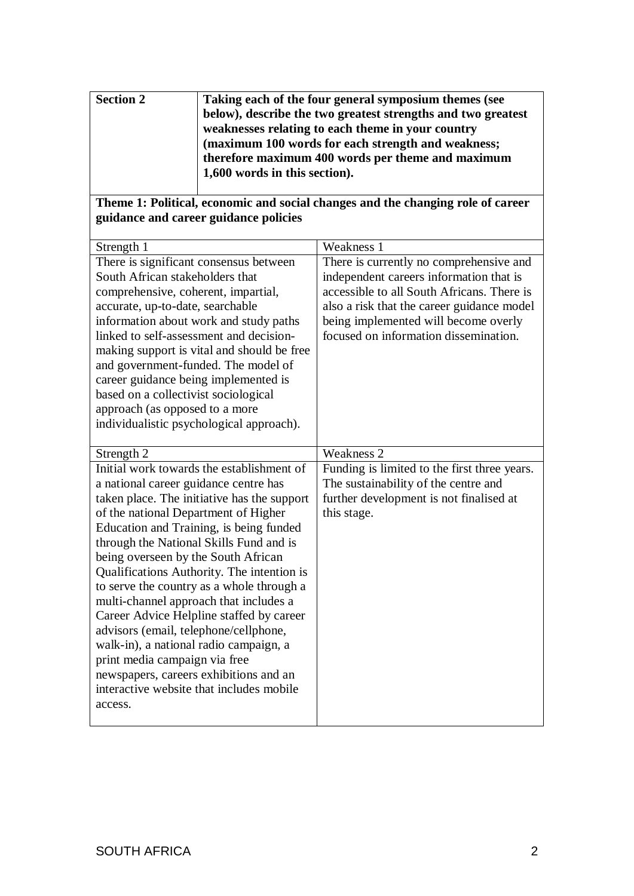| **Section 2** | **Taking each of the four general symposium themes (see below), describe the two greatest strengths and two greatest weaknesses relating to each theme in your country (maximum 100 words for each strength and weakness; therefore maximum 400 words per theme and maximum 1,600 words in this section).** |
|---|---|

**Theme 1: Political, economic and social changes and the changing role of career guidance and career guidance policies**

| Strength 1 | Weakness 1 |
|---|---|
| There is significant consensus between South African stakeholders that comprehensive, coherent, impartial, accurate, up-to-date, searchable information about work and study paths linked to self-assessment and decision-making support is vital and should be free and government-funded. The model of career guidance being implemented is based on a collectivist sociological approach (as opposed to a more individualistic psychological approach). | There is currently no comprehensive and independent careers information that is accessible to all South Africans. There is also a risk that the career guidance model being implemented will become overly focused on information dissemination. |
| **Strength 2** | **Weakness 2** |
| Initial work towards the establishment of a national career guidance centre has taken place. The initiative has the support of the national Department of Higher Education and Training, is being funded through the National Skills Fund and is being overseen by the South African Qualifications Authority. The intention is to serve the country as a whole through a multi-channel approach that includes a Career Advice Helpline staffed by career advisors (email, telephone/cellphone, walk-in), a national radio campaign, a print media campaign via free newspapers, careers exhibitions and an interactive website that includes mobile access. | Funding is limited to the first three years. The sustainability of the centre and further development is not finalised at this stage. |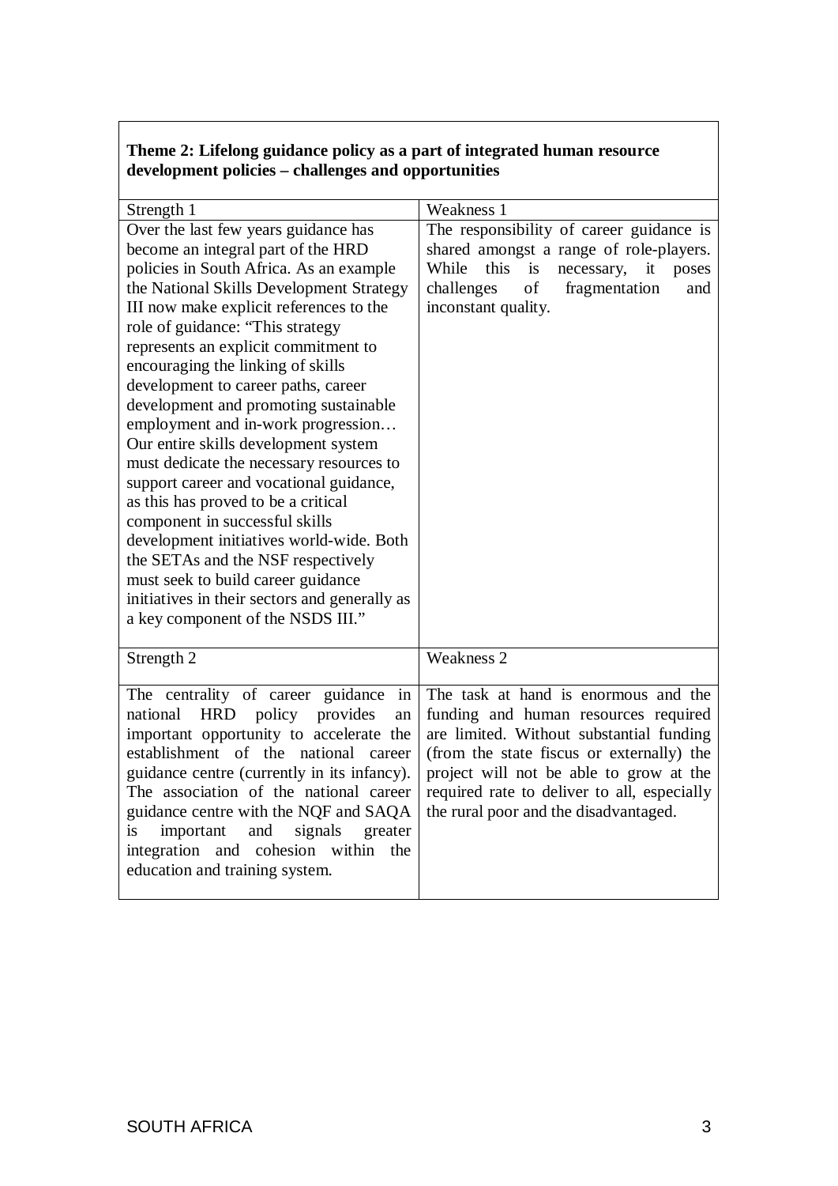**Theme 2: Lifelong guidance policy as a part of integrated human resource development policies – challenges and opportunities**

| Strength 1 | Weakness 1 |
|---|---|
| Over the last few years guidance has become an integral part of the HRD policies in South Africa. As an example the National Skills Development Strategy III now make explicit references to the role of guidance: "This strategy represents an explicit commitment to encouraging the linking of skills development to career paths, career development and promoting sustainable employment and in-work progression… Our entire skills development system must dedicate the necessary resources to support career and vocational guidance, as this has proved to be a critical component in successful skills development initiatives world-wide. Both the SETAs and the NSF respectively must seek to build career guidance initiatives in their sectors and generally as a key component of the NSDS III." | The responsibility of career guidance is shared amongst a range of role-players. While this is necessary, it poses challenges of fragmentation and inconstant quality. |
| **Strength 2** | **Weakness 2** |
| The centrality of career guidance in national HRD policy provides an important opportunity to accelerate the establishment of the national career guidance centre (currently in its infancy). The association of the national career guidance centre with the NQF and SAQA is important and signals greater integration and cohesion within the education and training system. | The task at hand is enormous and the funding and human resources required are limited. Without substantial funding (from the state fiscus or externally) the project will not be able to grow at the required rate to deliver to all, especially the rural poor and the disadvantaged. |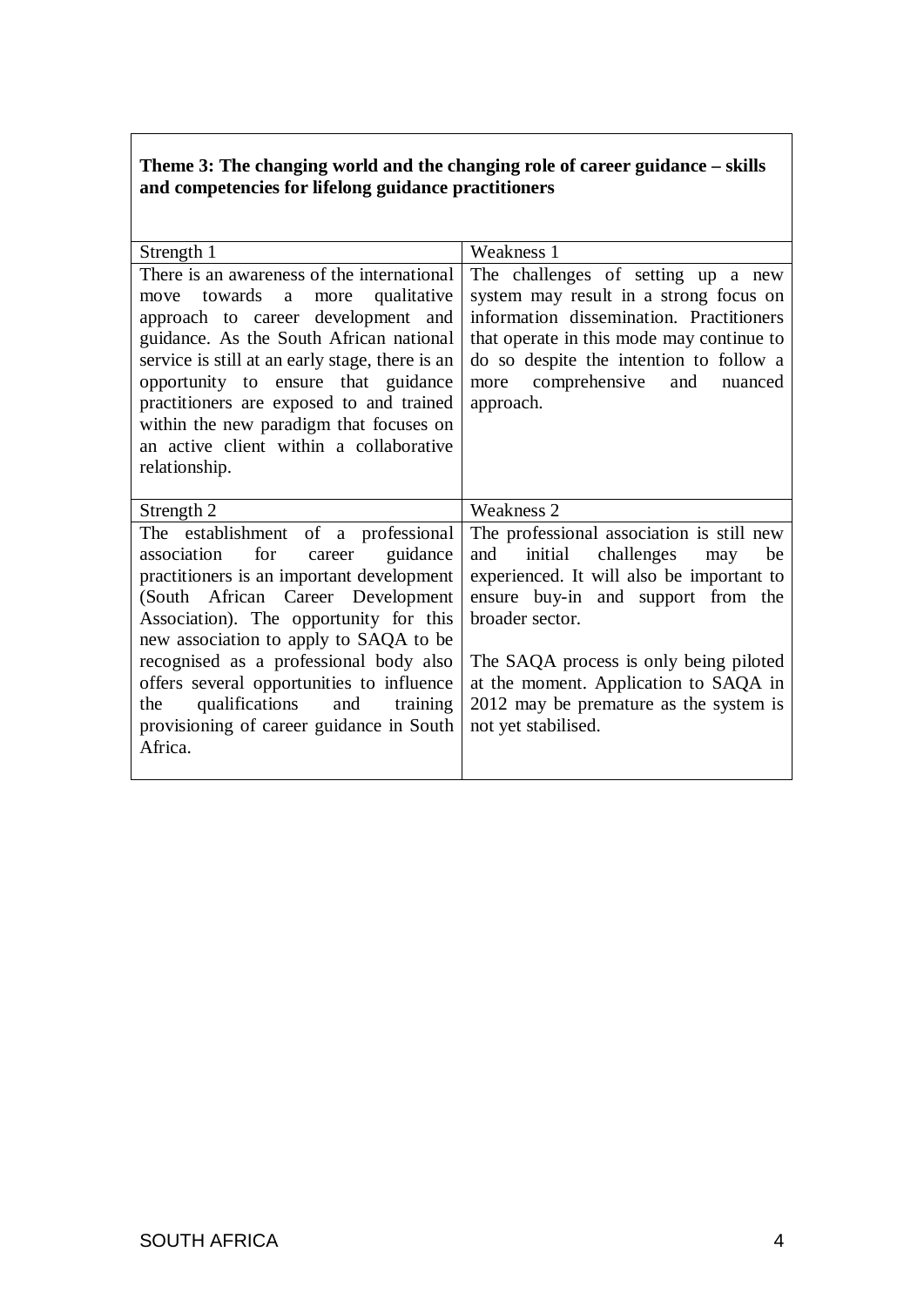| **Theme 3: The changing world and the changing role of career guidance – skills and competencies for lifelong guidance practitioners** | |
|---|---|
| Strength 1 | Weakness 1 |
| There is an awareness of the international move towards a more qualitative approach to career development and guidance. As the South African national service is still at an early stage, there is an opportunity to ensure that guidance practitioners are exposed to and trained within the new paradigm that focuses on an active client within a collaborative relationship. | The challenges of setting up a new system may result in a strong focus on information dissemination. Practitioners that operate in this mode may continue to do so despite the intention to follow a more comprehensive and nuanced approach. |
| Strength 2 | Weakness 2 |
| The establishment of a professional association for career guidance practitioners is an important development (South African Career Development Association). The opportunity for this new association to apply to SAQA to be recognised as a professional body also offers several opportunities to influence the qualifications and training provisioning of career guidance in South Africa. | The professional association is still new and initial challenges may be experienced. It will also be important to ensure buy-in and support from the broader sector.<br><br>The SAQA process is only being piloted at the moment. Application to SAQA in 2012 may be premature as the system is not yet stabilised. |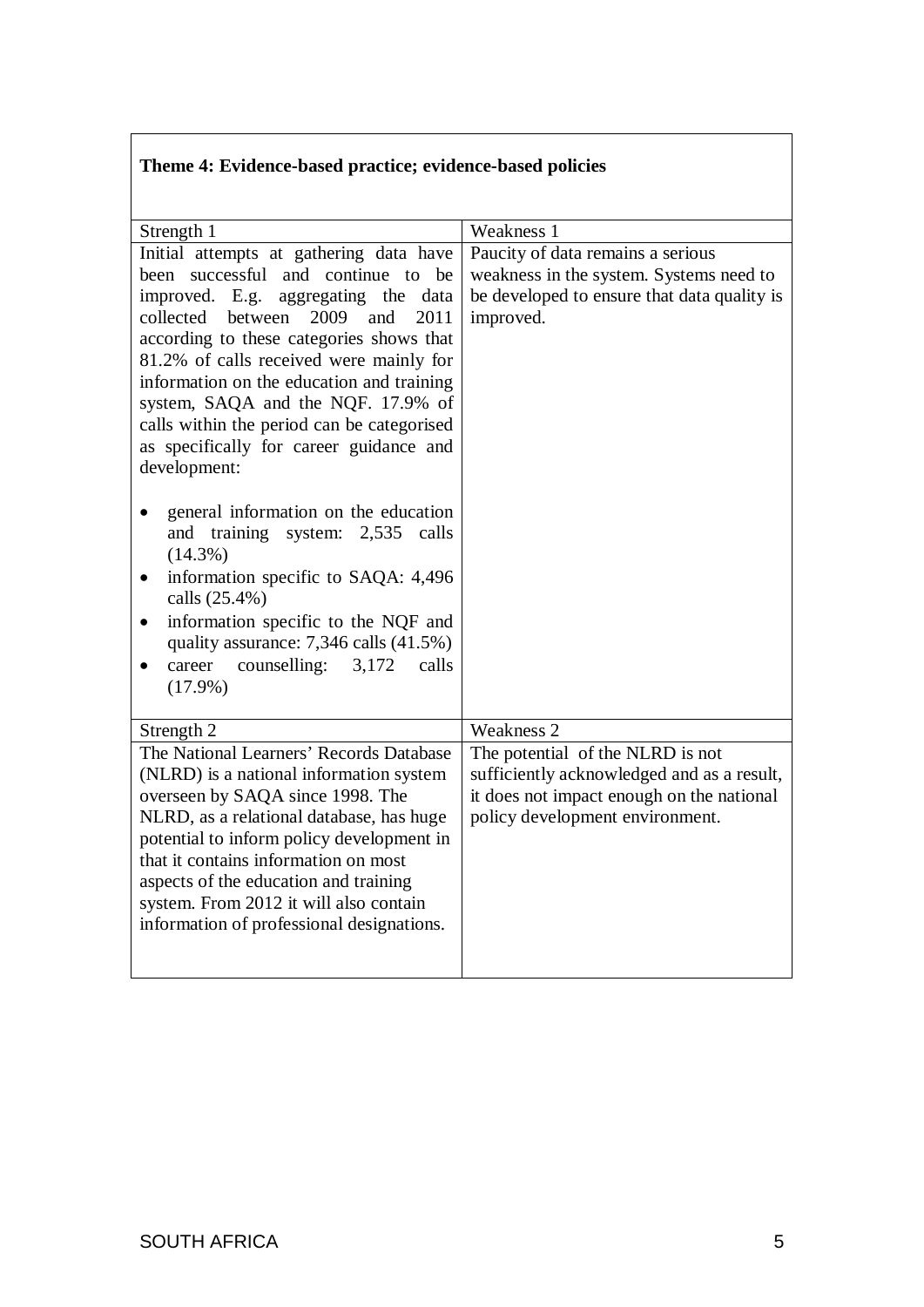**Theme 4: Evidence-based practice; evidence-based policies**

| Strength 1 | Weakness 1 |
|---|---|
| Initial attempts at gathering data have been successful and continue to be improved. E.g. aggregating the data collected between 2009 and 2011 according to these categories shows that 81.2% of calls received were mainly for information on the education and training system, SAQA and the NQF. 17.9% of calls within the period can be categorised as specifically for career guidance and development:<br><br>• general information on the education and training system: 2,535 calls (14.3%)<br>• information specific to SAQA: 4,496 calls (25.4%)<br>• information specific to the NQF and quality assurance: 7,346 calls (41.5%)<br>• career counselling: 3,172 calls (17.9%) | Paucity of data remains a serious weakness in the system. Systems need to be developed to ensure that data quality is improved. |
| **Strength 2** | **Weakness 2** |
| The National Learners' Records Database (NLRD) is a national information system overseen by SAQA since 1998. The NLRD, as a relational database, has huge potential to inform policy development in that it contains information on most aspects of the education and training system. From 2012 it will also contain information of professional designations. | The potential of the NLRD is not sufficiently acknowledged and as a result, it does not impact enough on the national policy development environment. |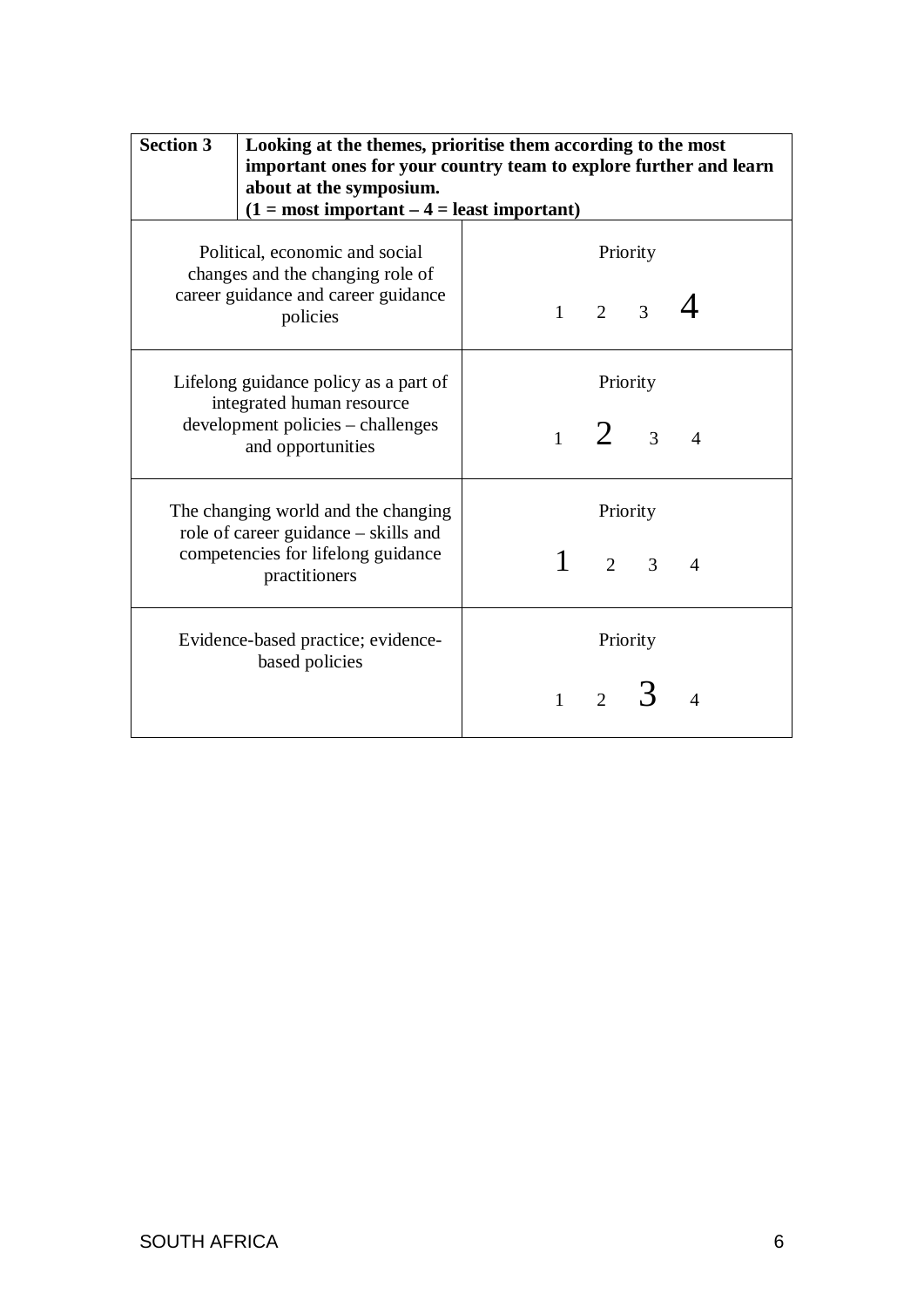| **Section 3** | **Looking at the themes, prioritise them according to the most important ones for your country team to explore further and learn about at the symposium. (1 = most important – 4 = least important)** |
|---|---|
| Political, economic and social changes and the changing role of career guidance and career guidance policies | Priority<br>1 2 3 **4** |
| Lifelong guidance policy as a part of integrated human resource development policies – challenges and opportunities | Priority<br>1 **2** 3 4 |
| The changing world and the changing role of career guidance – skills and competencies for lifelong guidance practitioners | Priority<br>**1** 2 3 4 |
| Evidence-based practice; evidence-based policies | Priority<br>1 2 **3** 4 |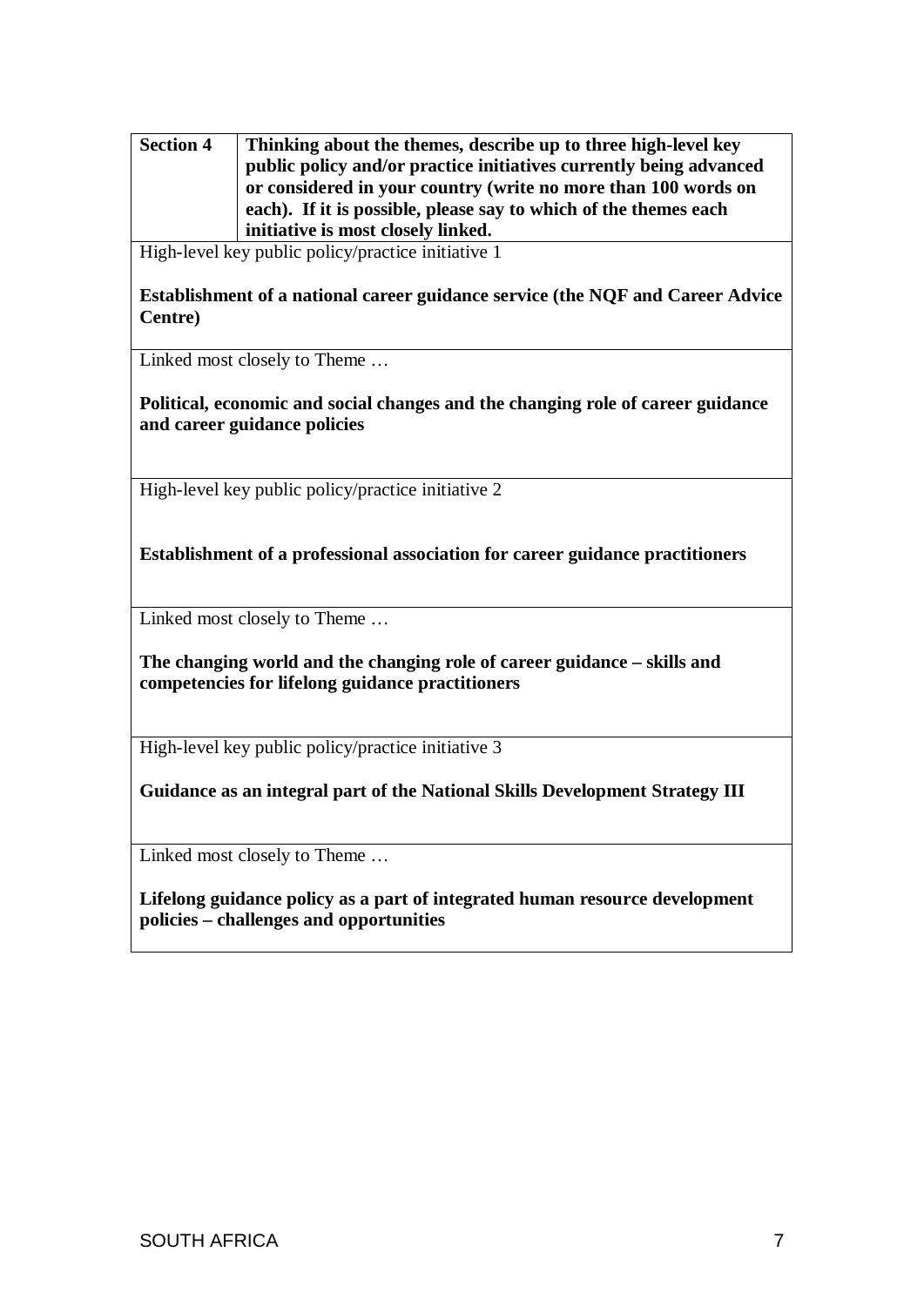| **Section 4** | **Thinking about the themes, describe up to three high-level key public policy and/or practice initiatives currently being advanced or considered in your country (write no more than 100 words on each). If it is possible, please say to which of the themes each initiative is most closely linked.** |
|---|---|
| High-level key public policy/practice initiative 1<br><br>**Establishment of a national career guidance service (the NQF and Career Advice Centre)** | |
| Linked most closely to Theme …<br><br>**Political, economic and social changes and the changing role of career guidance and career guidance policies** | |
| High-level key public policy/practice initiative 2<br><br>**Establishment of a professional association for career guidance practitioners** | |
| Linked most closely to Theme …<br><br>**The changing world and the changing role of career guidance – skills and competencies for lifelong guidance practitioners** | |
| High-level key public policy/practice initiative 3<br><br>**Guidance as an integral part of the National Skills Development Strategy III** | |
| Linked most closely to Theme …<br><br>**Lifelong guidance policy as a part of integrated human resource development policies – challenges and opportunities** | |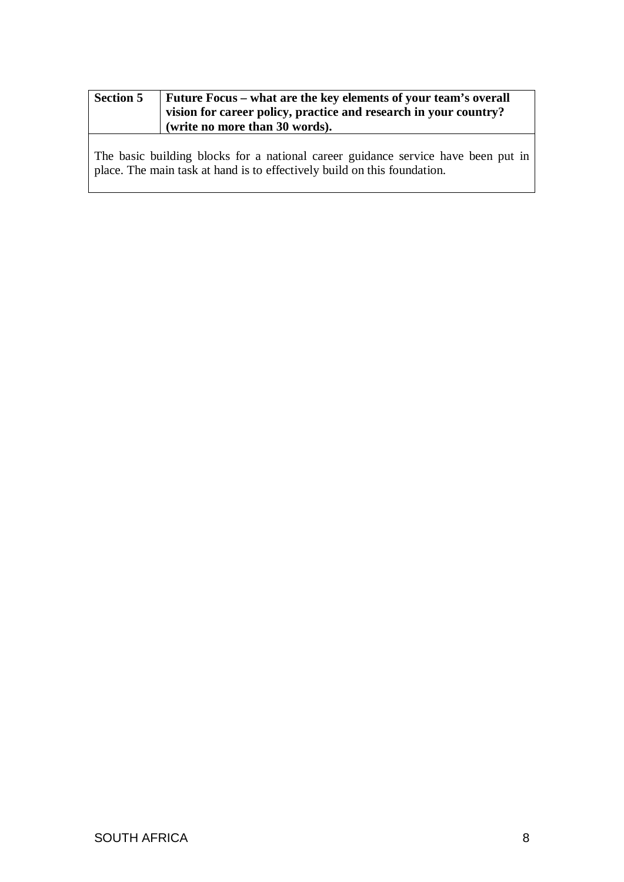| **Section 5** | **Future Focus – what are the key elements of your team's overall vision for career policy, practice and research in your country? (write no more than 30 words).** |
|---|---|

The basic building blocks for a national career guidance service have been put in place. The main task at hand is to effectively build on this foundation.